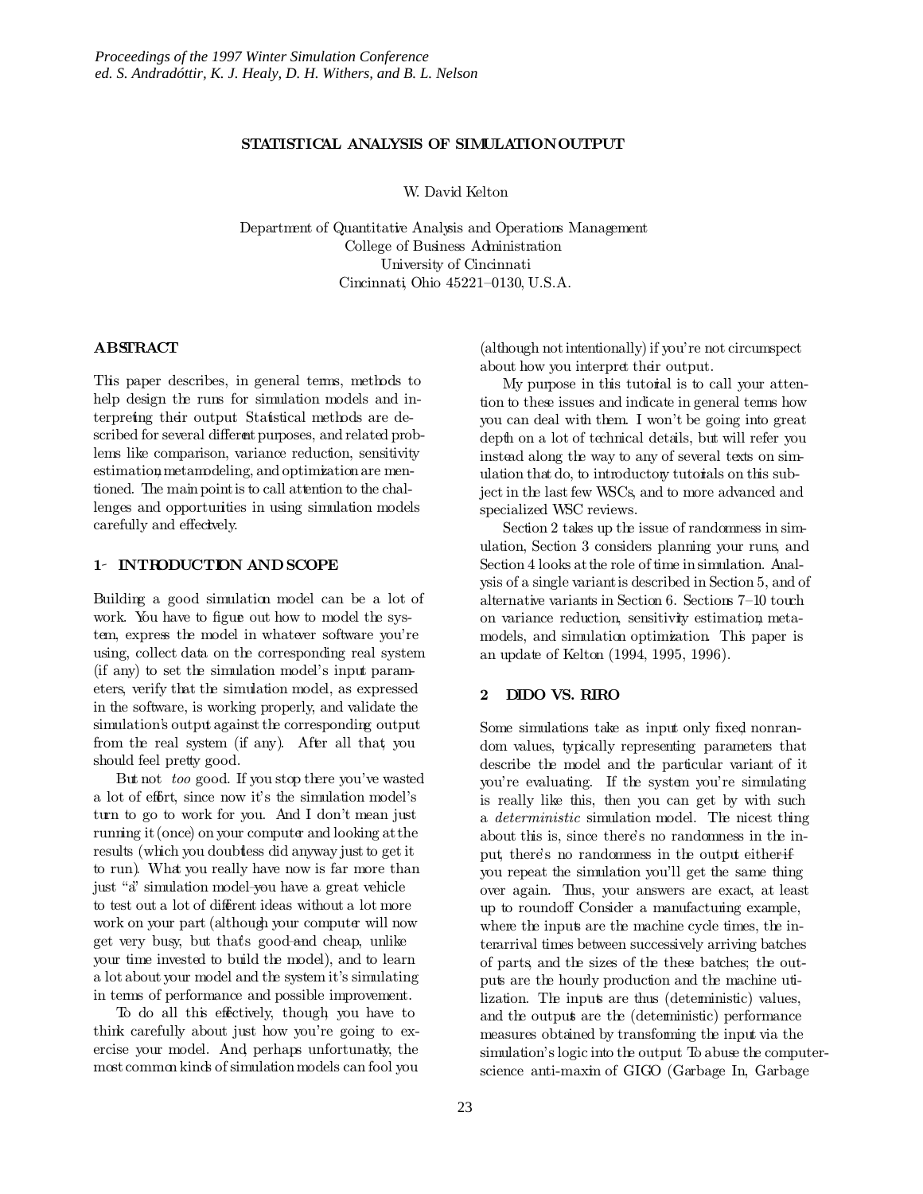# STATISTICAL ANALYSIS OF SIMULATION OUTPUT

W. David Kelton

Department of Quantitative Analysis and Operations Management
College of Business Administration
University of Cincinnati
Cincinnati, Ohio 45221–0130, U.S.A.

## ABSTRACT

This paper describes, in general terms, methods to help design the runs for simulation models and interpreting their output. Statistical methods are described for several different purposes, and related problems like comparison, variance reduction, sensitivity estimation, metamodeling, and optimization are mentioned. The main point is to call attention to the challenges and opportunities in using simulation models carefully and effectively.

## 1 INTRODUCTION AND SCOPE

Building a good simulation model can be a lot of work. You have to figure out how to model the system, express the model in whatever software you're using, collect data on the corresponding real system (if any) to set the simulation model's input parameters, verify that the simulation model, as expressed in the software, is working properly, and validate the simulation's output against the corresponding output from the real system (if any). After all that, you should feel pretty good.

But not *too* good. If you stop there you've wasted a lot of effort, since now it's the simulation model's turn to go to work for you. And I don't mean just running it (once) on your computer and looking at the results (which you doubtless did anyway just to get it to run). What you really have now is far more than just "a" simulation model—you have a great vehicle to test out a lot of different ideas without a lot more work on your part (although your computer will now get very busy, but that's good—and cheap, unlike your time invested to build the model), and to learn a lot about your model and the system it's simulating in terms of performance and possible improvement.

To do all this effectively, though, you have to think carefully about just how you're going to exercise your model. And, perhaps unfortunately, the most common kinds of simulation models can fool you (although not intentionally) if you're not circumspect about how you interpret their output.

My purpose in this tutorial is to call your attention to these issues and indicate in general terms how you can deal with them. I won't be going into great depth on a lot of technical details, but will refer you instead along the way to any of several texts on simulation that do, to introductory tutorials on this subject in the last few WSCs, and to more advanced and specialized WSC reviews.

Section 2 takes up the issue of randomness in simulation, Section 3 considers planning your runs, and Section 4 looks at the role of time in simulation. Analysis of a single variant is described in Section 5, and of alternative variants in Section 6. Sections 7–10 touch on variance reduction, sensitivity estimation, metamodels, and simulation optimization. This paper is an update of Kelton (1994, 1995, 1996).

## 2 DIDO VS. RIRO

Some simulations take as input only fixed, nonrandom values, typically representing parameters that describe the model and the particular variant of it you're evaluating. If the system you're simulating is really like this, then you can get by with such a *deterministic* simulation model. The nicest thing about this is, since there's no randomness in the input, there's no randomness in the output either—if you repeat the simulation you'll get the same thing over again. Thus, your answers are exact, at least up to roundoff. Consider a manufacturing example, where the inputs are the machine cycle times, the interarrival times between successively arriving batches of parts, and the sizes of the these batches; the outputs are the hourly production and the machine utilization. The inputs are thus (deterministic) values, and the outputs are the (deterministic) performance measures obtained by transforming the input via the simulation's logic into the output. To abuse the computer-science anti-maxim of GIGO (Garbage In, Garbage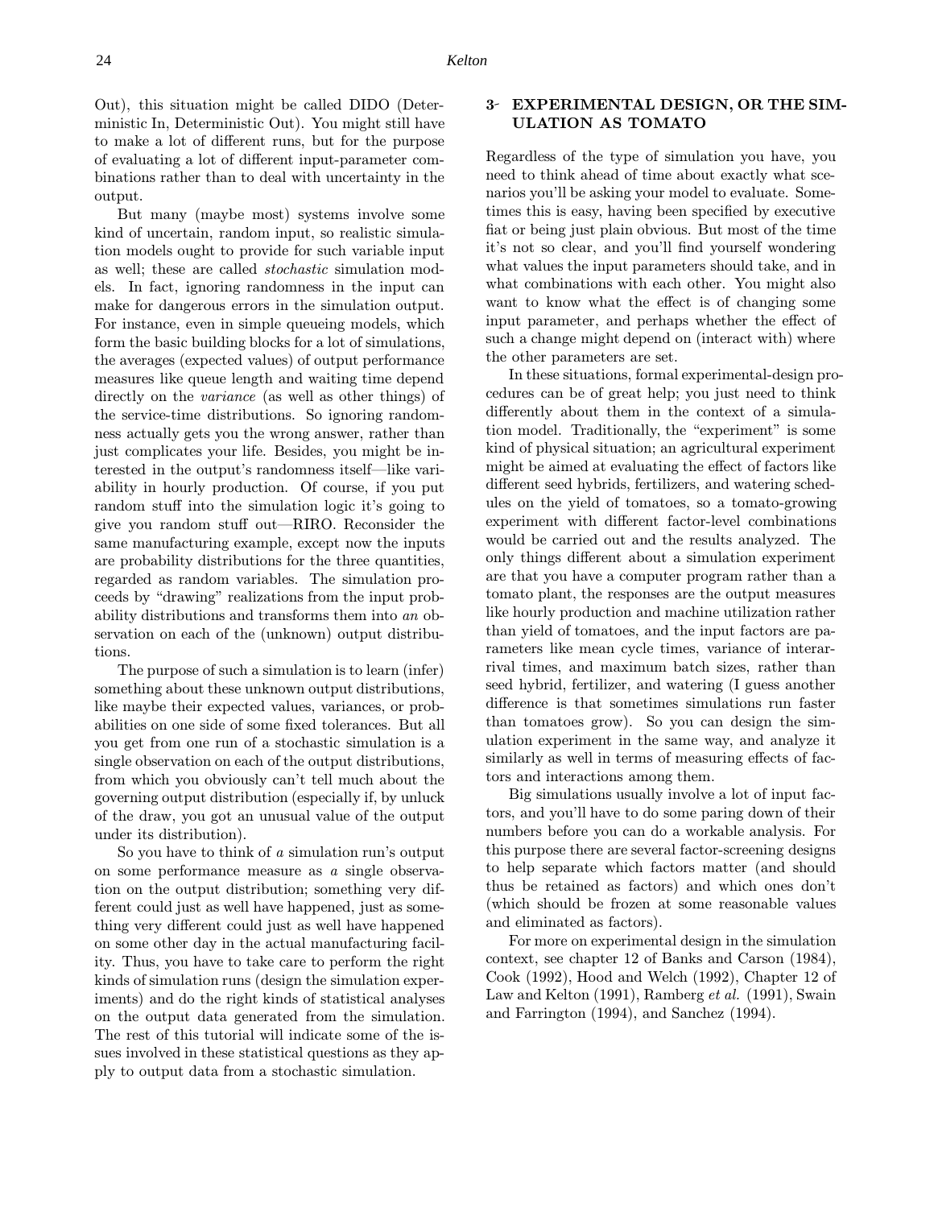Out), this situation might be called DIDO (Deterministic In, Deterministic Out). You might still have to make a lot of different runs, but for the purpose of evaluating a lot of different input-parameter combinations rather than to deal with uncertainty in the output.

But many (maybe most) systems involve some kind of uncertain, random input, so realistic simulation models ought to provide for such variable input as well; these are called *stochastic* simulation models. In fact, ignoring randomness in the input can make for dangerous errors in the simulation output. For instance, even in simple queueing models, which form the basic building blocks for a lot of simulations, the averages (expected values) of output performance measures like queue length and waiting time depend directly on the *variance* (as well as other things) of the service-time distributions. So ignoring randomness actually gets you the wrong answer, rather than just complicates your life. Besides, you might be interested in the output's randomness itself—like variability in hourly production. Of course, if you put random stuff into the simulation logic it's going to give you random stuff out—RIRO. Reconsider the same manufacturing example, except now the inputs are probability distributions for the three quantities, regarded as random variables. The simulation proceeds by "drawing" realizations from the input probability distributions and transforms them into *an* observation on each of the (unknown) output distributions.

The purpose of such a simulation is to learn (infer) something about these unknown output distributions, like maybe their expected values, variances, or probabilities on one side of some fixed tolerances. But all you get from one run of a stochastic simulation is a single observation on each of the output distributions, from which you obviously can't tell much about the governing output distribution (especially if, by unluck of the draw, you got an unusual value of the output under its distribution).

So you have to think of *a* simulation run's output on some performance measure as *a* single observation on the output distribution; something very different could just as well have happened, just as something very different could just as well have happened on some other day in the actual manufacturing facility. Thus, you have to take care to perform the right kinds of simulation runs (design the simulation experiments) and do the right kinds of statistical analyses on the output data generated from the simulation. The rest of this tutorial will indicate some of the issues involved in these statistical questions as they apply to output data from a stochastic simulation.

## 3 EXPERIMENTAL DESIGN, OR THE SIMULATION AS TOMATO

Regardless of the type of simulation you have, you need to think ahead of time about exactly what scenarios you'll be asking your model to evaluate. Sometimes this is easy, having been specified by executive fiat or being just plain obvious. But most of the time it's not so clear, and you'll find yourself wondering what values the input parameters should take, and in what combinations with each other. You might also want to know what the effect is of changing some input parameter, and perhaps whether the effect of such a change might depend on (interact with) where the other parameters are set.

In these situations, formal experimental-design procedures can be of great help; you just need to think differently about them in the context of a simulation model. Traditionally, the "experiment" is some kind of physical situation; an agricultural experiment might be aimed at evaluating the effect of factors like different seed hybrids, fertilizers, and watering schedules on the yield of tomatoes, so a tomato-growing experiment with different factor-level combinations would be carried out and the results analyzed. The only things different about a simulation experiment are that you have a computer program rather than a tomato plant, the responses are the output measures like hourly production and machine utilization rather than yield of tomatoes, and the input factors are parameters like mean cycle times, variance of interarrival times, and maximum batch sizes, rather than seed hybrid, fertilizer, and watering (I guess another difference is that sometimes simulations run faster than tomatoes grow). So you can design the simulation experiment in the same way, and analyze it similarly as well in terms of measuring effects of factors and interactions among them.

Big simulations usually involve a lot of input factors, and you'll have to do some paring down of their numbers before you can do a workable analysis. For this purpose there are several factor-screening designs to help separate which factors matter (and should thus be retained as factors) and which ones don't (which should be frozen at some reasonable values and eliminated as factors).

For more on experimental design in the simulation context, see chapter 12 of Banks and Carson (1984), Cook (1992), Hood and Welch (1992), Chapter 12 of Law and Kelton (1991), Ramberg *et al.* (1991), Swain and Farrington (1994), and Sanchez (1994).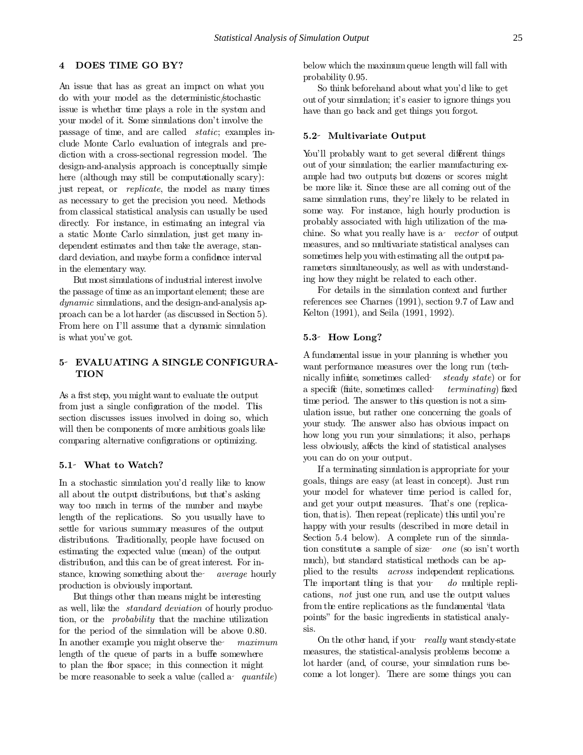## 4 DOES TIME GO BY?

An issue that has as great an impact on what you do with your model as the deterministic/stochastic issue is whether time plays a role in the system and your model of it. Some simulations don't involve the passage of time, and are called *static*; examples include Monte Carlo evaluation of integrals and prediction with a cross-sectional regression model. The design-and-analysis approach is conceptually simple here (although may still be computationally scary): just repeat, or *replicate*, the model as many times as necessary to get the precision you need. Methods from classical statistical analysis can usually be used directly. For instance, in estimating an integral via a static Monte Carlo simulation, just get many independent estimates and then take the average, standard deviation, and maybe form a confidence interval in the elementary way.

But most simulations of industrial interest involve the passage of time as an important element; these are *dynamic* simulations, and the design-and-analysis approach can be a lot harder (as discussed in Section 5). From here on I'll assume that a dynamic simulation is what you've got.

## 5 EVALUATING A SINGLE CONFIGURATION

As a first step, you might want to evaluate the output from just a single configuration of the model. This section discusses issues involved in doing so, which will then be components of more ambitious goals like comparing alternative configurations or optimizing.

### 5.1 What to Watch?

In a stochastic simulation you'd really like to know all about the output distributions, but that's asking way too much in terms of the number and maybe length of the replications. So you usually have to settle for various summary measures of the output distributions. Traditionally, people have focused on estimating the expected value (mean) of the output distribution, and this can be of great interest. For instance, knowing something about the *average* hourly production is obviously important.

But things other than means might be interesting as well, like the *standard deviation* of hourly production, or the *probability* that the machine utilization for the period of the simulation will be above 0.80. In another example you might observe the *maximum* length of the queue of parts in a buffer somewhere to plan the floor space; in this connection it might be more reasonable to seek a value (called a *quantile*) below which the maximum queue length will fall with probability 0.95.

So think beforehand about what you'd like to get out of your simulation; it's easier to ignore things you have than go back and get things you forgot.

### 5.2 Multivariate Output

You'll probably want to get several different things out of your simulation; the earlier manufacturing example had two outputs, but dozens or scores might be more like it. Since these are all coming out of the same simulation runs, they're likely to be related in some way. For instance, high hourly production is probably associated with high utilization of the machine. So what you really have is a *vector* of output measures, and so multivariate statistical analyses can sometimes help you with estimating all the output parameters simultaneously, as well as with understanding how they might be related to each other.

For details in the simulation context and further references see Charnes (1991), section 9.7 of Law and Kelton (1991), and Seila (1991, 1992).

### 5.3 How Long?

A fundamental issue in your planning is whether you want performance measures over the long run (technically infinite, sometimes called *steady state*) or for a specific (finite, sometimes called *terminating*) fixed time period. The answer to this question is not a simulation issue, but rather one concerning the goals of your study. The answer also has obvious impact on how long you run your simulations; it also, perhaps less obviously, affects the kind of statistical analyses you can do on your output.

If a terminating simulation is appropriate for your goals, things are easy (at least in concept). Just run your model for whatever time period is called for, and get your output measures. That's one (replication, that is). Then repeat (replicate) this until you're happy with your results (described in more detail in Section 5.4 below). A complete run of the simulation constitutes a sample of size *one* (so isn't worth much), but standard statistical methods can be applied to the results *across* independent replications. The important thing is that you *do* multiple replications, *not* just one run, and use the output values from the entire replications as the fundamental "data points" for the basic ingredients in statistical analysis.

On the other hand, if you *really* want steady-state measures, the statistical-analysis problems become a lot harder (and, of course, your simulation runs become a lot longer). There are some things you can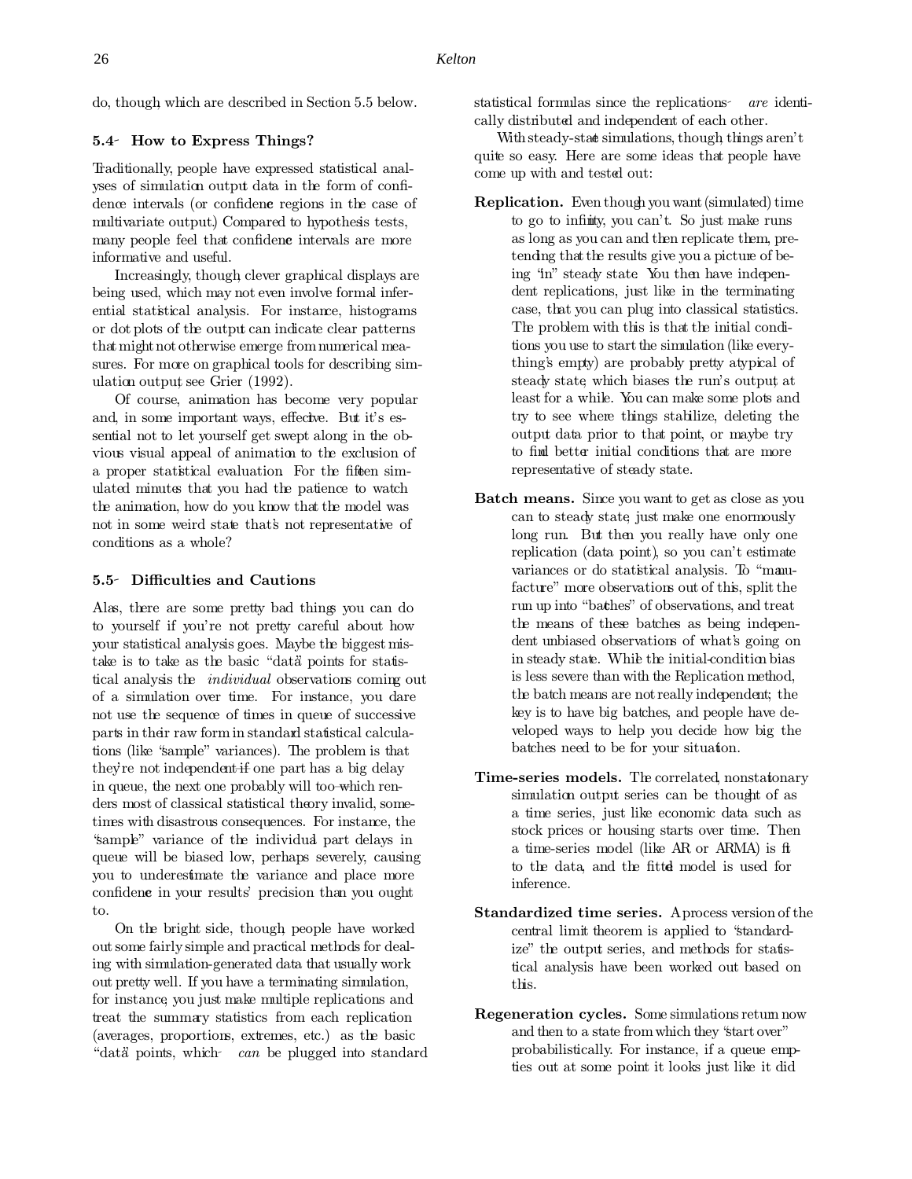do, though, which are described in Section 5.5 below.

### 5.4 How to Express Things?

Traditionally, people have expressed statistical analyses of simulation output data in the form of confidence intervals (or confidence regions in the case of multivariate output.) Compared to hypothesis tests, many people feel that confidence intervals are more informative and useful.

Increasingly, though, clever graphical displays are being used, which may not even involve formal inferential statistical analysis. For instance, histograms or dot plots of the output can indicate clear patterns that might not otherwise emerge from numerical measures. For more on graphical tools for describing simulation output, see Grier (1992).

Of course, animation has become very popular and, in some important ways, effective. But it's essential not to let yourself get swept along in the obvious visual appeal of animation to the exclusion of a proper statistical evaluation. For the fifteen simulated minutes that you had the patience to watch the animation, how do you know that the model was not in some weird state that's not representative of conditions as a whole?

### 5.5 Difficulties and Cautions

Alas, there are some pretty bad things you can do to yourself if you're not pretty careful about how your statistical analysis goes. Maybe the biggest mistake is to take as the basic "data" points for statistical analysis the *individual* observations coming out of a simulation over time. For instance, you dare not use the sequence of times in queue of successive parts in their raw form in standard statistical calculations (like "sample" variances). The problem is that they're not independent—if one part has a big delay in queue, the next one probably will too—which renders most of classical statistical theory invalid, sometimes with disastrous consequences. For instance, the "sample" variance of the individual part delays in queue will be biased low, perhaps severely, causing you to underestimate the variance and place more confidence in your results' precision than you ought to.

On the bright side, though, people have worked out some fairly simple and practical methods for dealing with simulation-generated data that usually work out pretty well. If you have a terminating simulation, for instance, you just make multiple replications and treat the summary statistics from each replication (averages, proportions, extremes, etc.) as the basic "data" points, which *can* be plugged into standard statistical formulas since the replications *are* identically distributed and independent of each other.

With steady-state simulations, though, things aren't quite so easy. Here are some ideas that people have come up with and tested out:

**Replication.** Even though you want (simulated) time to go to infinity, you can't. So just make runs as long as you can and then replicate them, pretending that the results give you a picture of being "in" steady state. You then have independent replications, just like in the terminating case, that you can plug into classical statistics. The problem with this is that the initial conditions you use to start the simulation (like everything's empty) are probably pretty atypical of steady state, which biases the run's output, at least for a while. You can make some plots and try to see where things stabilize, deleting the output data prior to that point, or maybe try to find better initial conditions that are more representative of steady state.

**Batch means.** Since you want to get as close as you can to steady state, just make one enormously long run. But then you really have only one replication (data point), so you can't estimate variances or do statistical analysis. To "manufacture" more observations out of this, split the run up into "batches" of observations, and treat the means of these batches as being independent unbiased observations of what's going on in steady state. While the initial-condition bias is less severe than with the Replication method, the batch means are not really independent; the key is to have big batches, and people have developed ways to help you decide how big the batches need to be for your situation.

**Time-series models.** The correlated, nonstationary simulation output series can be thought of as a time series, just like economic data such as stock prices or housing starts over time. Then a time-series model (like AR or ARMA) is fit to the data, and the fitted model is used for inference.

**Standardized time series.** A process version of the central limit theorem is applied to "standardize" the output series, and methods for statistical analysis have been worked out based on this.

**Regeneration cycles.** Some simulations return now and then to a state from which they "start over" probabilistically. For instance, if a queue empties out at some point it looks just like it did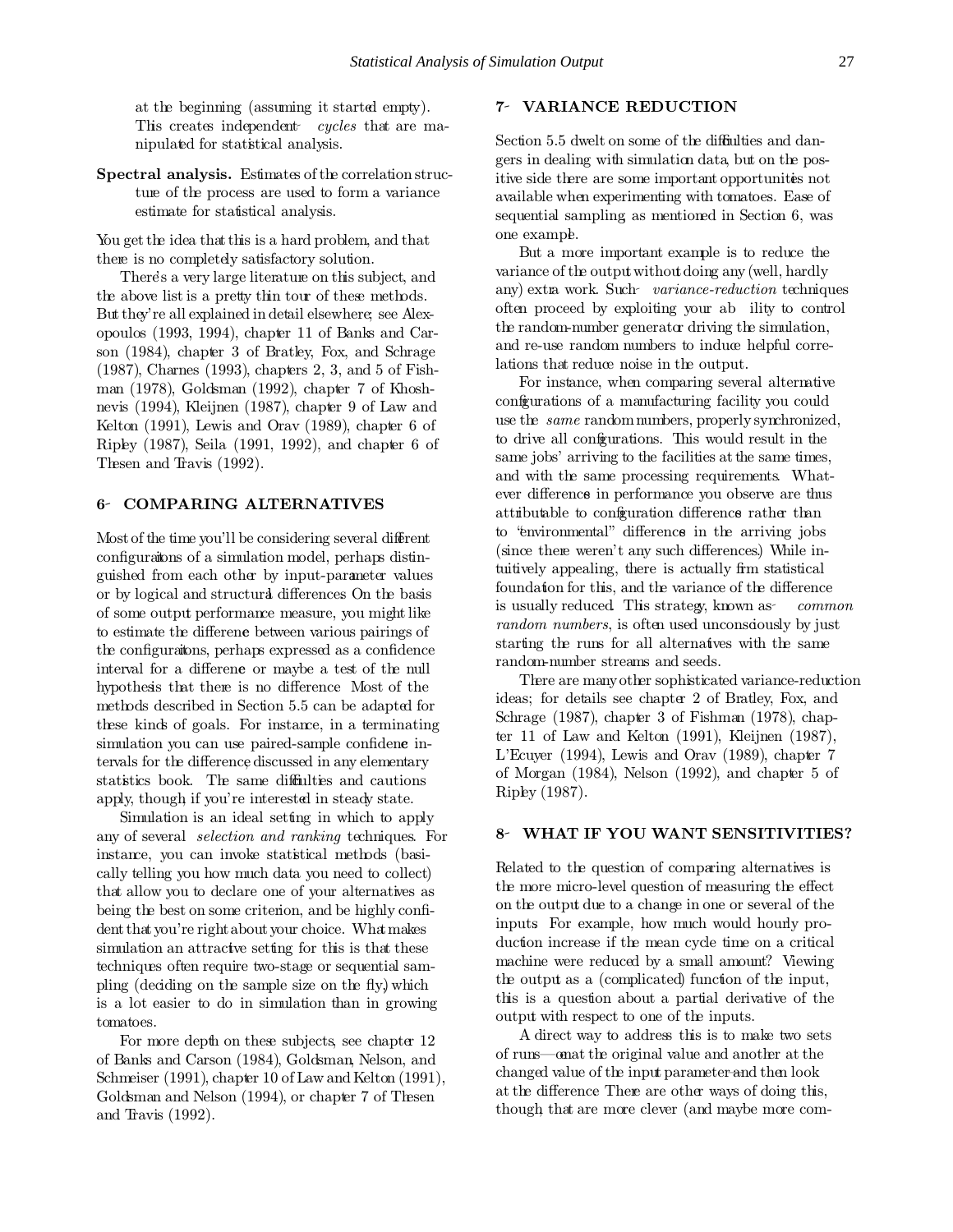at the beginning (assuming it started empty). This creates independent *cycles* that are manipulated for statistical analysis.

**Spectral analysis.** Estimates of the correlation structure of the process are used to form a variance estimate for statistical analysis.

You get the idea that this is a hard problem, and that there is no completely satisfactory solution.

There's a very large literature on this subject, and the above list is a pretty thin tour of these methods. But they're all explained in detail elsewhere; see Alexopoulos (1993, 1994), chapter 11 of Banks and Carson (1984), chapter 3 of Bratley, Fox, and Schrage (1987), Charnes (1993), chapters 2, 3, and 5 of Fishman (1978), Goldsman (1992), chapter 7 of Khoshnevis (1994), Kleijnen (1987), chapter 9 of Law and Kelton (1991), Lewis and Orav (1989), chapter 6 of Ripley (1987), Seila (1991, 1992), and chapter 6 of Thesen and Travis (1992).

## 6 COMPARING ALTERNATIVES

Most of the time you'll be considering several different configuraitons of a simulation model, perhaps distinguished from each other by input-parameter values or by logical and structural differences. On the basis of some output performance measure, you might like to estimate the difference between various pairings of the configuraitons, perhaps expressed as a confidence interval for a difference or maybe a test of the null hypothesis that there is no difference. Most of the methods described in Section 5.5 can be adapted for these kinds of goals. For instance, in a terminating simulation you can use paired-sample confidence intervals for the difference, discussed in any elementary statistics book. The same difficulties and cautions apply, though, if you're interested in steady state.

Simulation is an ideal setting in which to apply any of several *selection and ranking* techniques. For instance, you can invoke statistical methods (basically telling you how much data you need to collect) that allow you to declare one of your alternatives as being the best on some criterion, and be highly confident that you're right about your choice. What makes simulation an attractive setting for this is that these techniques often require two-stage or sequential sampling (deciding on the sample size on the fly), which is a lot easier to do in simulation than in growing tomatoes.

For more depth on these subjects, see chapter 12 of Banks and Carson (1984), Goldsman, Nelson, and Schmeiser (1991), chapter 10 of Law and Kelton (1991), Goldsman and Nelson (1994), or chapter 7 of Thesen and Travis (1992).

## 7 VARIANCE REDUCTION

Section 5.5 dwelt on some of the difficulties and dangers in dealing with simulation data, but on the positive side there are some important opportunities not available when experimenting with tomatoes. Ease of sequential sampling, as mentioned in Section 6, was one example.

But a more important example is to reduce the variance of the output without doing any (well, hardly any) extra work. Such *variance-reduction* techniques often proceed by exploiting your ability to control the random-number generator driving the simulation, and re-use random numbers to induce helpful correlations that reduce noise in the output.

For instance, when comparing several alternative configurations of a manufacturing facility you could use the *same* random numbers, properly synchronized, to drive all configurations. This would result in the same jobs' arriving to the facilities at the same times, and with the same processing requirements. Whatever differences in performance you observe are thus attributable to configuration differences rather than to "environmental" differences in the arriving jobs (since there weren't any such differences). While intuitively appealing, there is actually firm statistical foundation for this, and the variance of the difference is usually reduced. This strategy, known as *common random numbers*, is often used unconsciously by just starting the runs for all alternatives with the same random-number streams and seeds.

There are many other sophisticated variance-reduction ideas; for details see chapter 2 of Bratley, Fox, and Schrage (1987), chapter 3 of Fishman (1978), chapter 11 of Law and Kelton (1991), Kleijnen (1987), L'Ecuyer (1994), Lewis and Orav (1989), chapter 7 of Morgan (1984), Nelson (1992), and chapter 5 of Ripley (1987).

## 8 WHAT IF YOU WANT SENSITIVITIES?

Related to the question of comparing alternatives is the more micro-level question of measuring the effect on the output due to a change in one or several of the inputs. For example, how much would hourly production increase if the mean cycle time on a critical machine were reduced by a small amount? Viewing the output as a (complicated) function of the input, this is a question about a partial derivative of the output with respect to one of the inputs.

A direct way to address this is to make two sets of runs—one at the original value and another at the changed value of the input parameter—and then look at the difference. There are other ways of doing this, though, that are more clever (and maybe more com-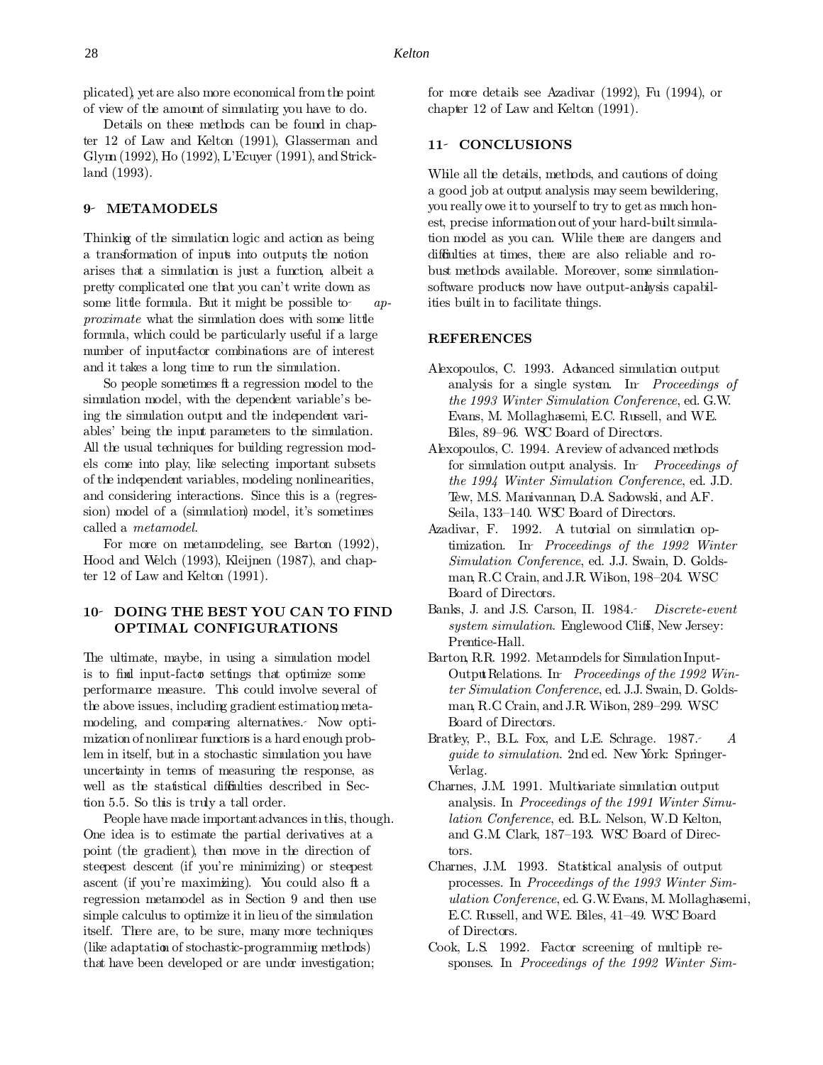plicated), yet are also more economical from the point of view of the amount of simulating you have to do.

Details on these methods can be found in chapter 12 of Law and Kelton (1991), Glasserman and Glynn (1992), Ho (1992), L'Ecuyer (1991), and Strickland (1993).

## 9 METAMODELS

Thinking of the simulation logic and action as being a transformation of inputs into outputs, the notion arises that a simulation is just a function, albeit a pretty complicated one that you can't write down as some little formula. But it might be possible to *approximate* what the simulation does with some little formula, which could be particularly useful if a large number of input-factor combinations are of interest and it takes a long time to run the simulation.

So people sometimes fit a regression model to the simulation model, with the dependent variable's being the simulation output and the independent variables' being the input parameters to the simulation. All the usual techniques for building regression models come into play, like selecting important subsets of the independent variables, modeling nonlinearities, and considering interactions. Since this is a (regression) model of a (simulation) model, it's sometimes called a *metamodel*.

For more on metamodeling, see Barton (1992), Hood and Welch (1993), Kleijnen (1987), and chapter 12 of Law and Kelton (1991).

## 10 DOING THE BEST YOU CAN TO FIND OPTIMAL CONFIGURATIONS

The ultimate, maybe, in using a simulation model is to find input-factor settings that optimize some performance measure. This could involve several of the above issues, including gradient estimation, metamodeling, and comparing alternatives. Now optimization of nonlinear functions is a hard enough problem in itself, but in a stochastic simulation you have uncertainty in terms of measuring the response, as well as the statistical difficulties described in Section 5.5. So this is truly a tall order.

People have made important advances in this, though. One idea is to estimate the partial derivatives at a point (the gradient), then move in the direction of steepest descent (if you're minimizing) or steepest ascent (if you're maximizing). You could also fit a regression metamodel as in Section 9 and then use simple calculus to optimize it in lieu of the simulation itself. There are, to be sure, many more techniques (like adaptation of stochastic-programming methods) that have been developed or are under investigation; for more details see Azadivar (1992), Fu (1994), or chapter 12 of Law and Kelton (1991).

## 11 CONCLUSIONS

While all the details, methods, and cautions of doing a good job at output analysis may seem bewildering, you really owe it to yourself to try to get as much honest, precise information out of your hard-built simulation model as you can. While there are dangers and difficulties at times, there are also reliable and robust methods available. Moreover, some simulation-software products now have output-analysis capabilities built in to facilitate things.

## REFERENCES

Alexopoulos, C. 1993. Advanced simulation output analysis for a single system. In *Proceedings of the 1993 Winter Simulation Conference*, ed. G.W. Evans, M. Mollaghasemi, E.C. Russell, and W.E. Biles, 89–96. WSC Board of Directors.

Alexopoulos, C. 1994. A review of advanced methods for simulation output analysis. In *Proceedings of the 1994 Winter Simulation Conference*, ed. J.D. Tew, M.S. Manivannan, D.A. Sadowski, and A.F. Seila, 133–140. WSC Board of Directors.

Azadivar, F. 1992. A tutorial on simulation optimization. In *Proceedings of the 1992 Winter Simulation Conference*, ed. J.J. Swain, D. Goldsman, R.C. Crain, and J.R. Wilson, 198–204. WSC Board of Directors.

Banks, J. and J.S. Carson, II. 1984. *Discrete-event system simulation*. Englewood Cliffs, New Jersey: Prentice-Hall.

Barton, R.R. 1992. Metamodels for Simulation Input-Output Relations. In *Proceedings of the 1992 Winter Simulation Conference*, ed. J.J. Swain, D. Goldsman, R.C. Crain, and J.R. Wilson, 289–299. WSC Board of Directors.

Bratley, P., B.L. Fox, and L.E. Schrage. 1987. *A guide to simulation*. 2nd ed. New York: Springer-Verlag.

Charnes, J.M. 1991. Multivariate simulation output analysis. In *Proceedings of the 1991 Winter Simulation Conference*, ed. B.L. Nelson, W.D. Kelton, and G.M. Clark, 187–193. WSC Board of Directors.

Charnes, J.M. 1993. Statistical analysis of output processes. In *Proceedings of the 1993 Winter Simulation Conference*, ed. G.W. Evans, M. Mollaghasemi, E.C. Russell, and W.E. Biles, 41–49. WSC Board of Directors.

Cook, L.S. 1992. Factor screening of multiple responses. In *Proceedings of the 1992 Winter Sim-*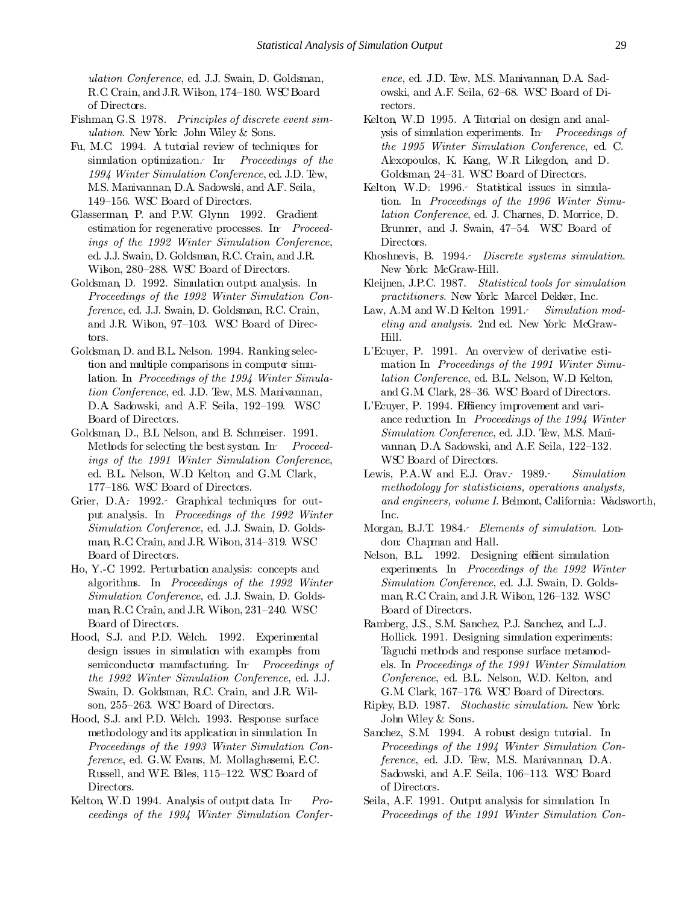*ulation Conference*, ed. J.J. Swain, D. Goldsman, R.C. Crain, and J.R. Wilson, 174–180. WSC Board of Directors.

Fishman, G.S. 1978. *Principles of discrete event simulation*. New York: John Wiley & Sons.

Fu, M.C. 1994. A tutorial review of techniques for simulation optimization. In *Proceedings of the 1994 Winter Simulation Conference*, ed. J.D. Tew, M.S. Manivannan, D.A. Sadowski, and A.F. Seila, 149–156. WSC Board of Directors.

Glasserman, P. and P.W. Glynn 1992. Gradient estimation for regenerative processes. In *Proceedings of the 1992 Winter Simulation Conference*, ed. J.J. Swain, D. Goldsman, R.C. Crain, and J.R. Wilson, 280–288. WSC Board of Directors.

Goldsman, D. 1992. Simulation output analysis. In *Proceedings of the 1992 Winter Simulation Conference*, ed. J.J. Swain, D. Goldsman, R.C. Crain, and J.R. Wilson, 97–103. WSC Board of Directors.

Goldsman, D. and B.L. Nelson. 1994. Ranking selection and multiple comparisons in computer simulation. In *Proceedings of the 1994 Winter Simulation Conference*, ed. J.D. Tew, M.S. Manivannan, D.A. Sadowski, and A.F. Seila, 192–199. WSC Board of Directors.

Goldsman, D., B.L Nelson, and B. Schmeiser. 1991. Methods for selecting the best system. In *Proceedings of the 1991 Winter Simulation Conference*, ed. B.L. Nelson, W.D. Kelton, and G.M. Clark, 177–186. WSC Board of Directors.

Grier, D.A. 1992. Graphical techniques for output analysis. In *Proceedings of the 1992 Winter Simulation Conference*, ed. J.J. Swain, D. Goldsman, R.C. Crain, and J.R. Wilson, 314–319. WSC Board of Directors.

Ho, Y.-C 1992. Perturbation analysis: concepts and algorithms. In *Proceedings of the 1992 Winter Simulation Conference*, ed. J.J. Swain, D. Goldsman, R.C. Crain, and J.R. Wilson, 231–240. WSC Board of Directors.

Hood, S.J. and P.D. Welch. 1992. Experimental design issues in simulation with examples from semiconductor manufacturing. In *Proceedings of the 1992 Winter Simulation Conference*, ed. J.J. Swain, D. Goldsman, R.C. Crain, and J.R. Wilson, 255–263. WSC Board of Directors.

Hood, S.J. and P.D. Welch. 1993. Response surface methodology and its application in simulation. In *Proceedings of the 1993 Winter Simulation Conference*, ed. G.W. Evans, M. Mollaghasemi, E.C. Russell, and W.E. Biles, 115–122. WSC Board of Directors.

Kelton, W.D. 1994. Analysis of output data. In *Proceedings of the 1994 Winter Simulation Conference*, ed. J.D. Tew, M.S. Manivannan, D.A. Sadowski, and A.F. Seila, 62–68. WSC Board of Directors.

Kelton, W.D. 1995. A Tutorial on design and analysis of simulation experiments. In *Proceedings of the 1995 Winter Simulation Conference*, ed. C. Alexopoulos, K. Kang, W.R. Lilegdon, and D. Goldsman, 24–31. WSC Board of Directors.

Kelton, W.D. 1996. Statistical issues in simulation. In *Proceedings of the 1996 Winter Simulation Conference*, ed. J. Charnes, D. Morrice, D. Brunner, and J. Swain, 47–54. WSC Board of Directors.

Khoshnevis, B. 1994. *Discrete systems simulation*. New York: McGraw-Hill.

Kleijnen, J.P.C. 1987. *Statistical tools for simulation practitioners*. New York: Marcel Dekker, Inc.

Law, A.M and W.D Kelton. 1991. *Simulation modeling and analysis*. 2nd ed. New York: McGraw-Hill.

L'Ecuyer, P. 1991. An overview of derivative estimation In *Proceedings of the 1991 Winter Simulation Conference*, ed. B.L. Nelson, W.D. Kelton, and G.M. Clark, 28–36. WSC Board of Directors.

L'Ecuyer, P. 1994. Efficiency improvement and variance reduction. In *Proceedings of the 1994 Winter Simulation Conference*, ed. J.D. Tew, M.S. Manivannan, D.A. Sadowski, and A.F. Seila, 122–132. WSC Board of Directors.

Lewis, P.A.W and E.J. Orav. 1989. *Simulation methodology for statisticians, operations analysts, and engineers, volume I*. Belmont, California: Wadsworth, Inc.

Morgan, B.J.T. 1984. *Elements of simulation*. London: Chapman and Hall.

Nelson, B.L. 1992. Designing efficient simulation experiments. In *Proceedings of the 1992 Winter Simulation Conference*, ed. J.J. Swain, D. Goldsman, R.C. Crain, and J.R. Wilson, 126–132. WSC Board of Directors.

Ramberg, J.S., S.M. Sanchez, P.J. Sanchez, and L.J. Hollick. 1991. Designing simulation experiments: Taguchi methods and response surface metamodels. In *Proceedings of the 1991 Winter Simulation Conference*, ed. B.L. Nelson, W.D. Kelton, and G.M. Clark, 167–176. WSC Board of Directors.

Ripley, B.D. 1987. *Stochastic simulation*. New York: John Wiley & Sons.

Sanchez, S.M. 1994. A robust design tutorial. In *Proceedings of the 1994 Winter Simulation Conference*, ed. J.D. Tew, M.S. Manivannan, D.A. Sadowski, and A.F. Seila, 106–113. WSC Board of Directors.

Seila, A.F. 1991. Output analysis for simulation. In *Proceedings of the 1991 Winter Simulation Con-*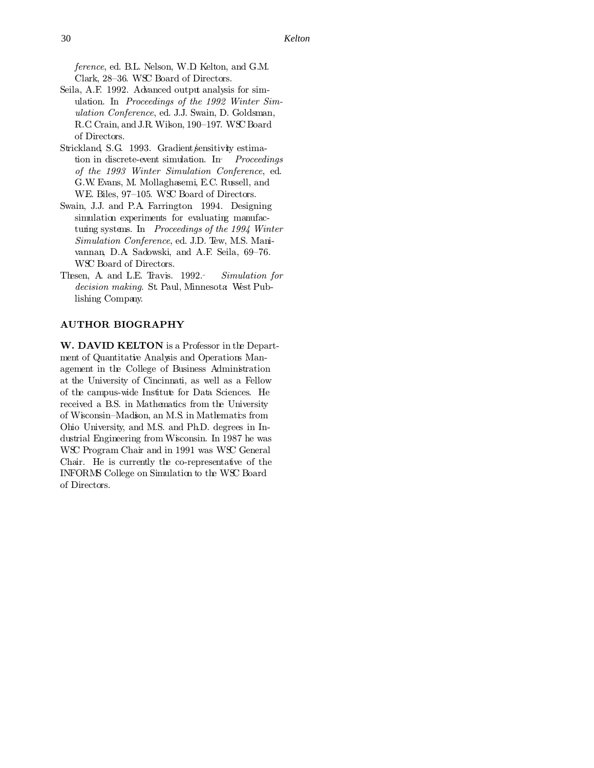*ference*, ed. B.L. Nelson, W.D. Kelton, and G.M. Clark, 28–36. WSC Board of Directors.

Seila, A.F. 1992. Advanced output analysis for simulation. In *Proceedings of the 1992 Winter Simulation Conference*, ed. J.J. Swain, D. Goldsman, R.C. Crain, and J.R. Wilson, 190–197. WSC Board of Directors.

Strickland, S.G. 1993. Gradient/sensitivity estimation in discrete-event simulation. In *Proceedings of the 1993 Winter Simulation Conference*, ed. G.W. Evans, M. Mollaghasemi, E.C. Russell, and W.E. Biles, 97–105. WSC Board of Directors.

Swain, J.J. and P.A. Farrington. 1994. Designing simulation experiments for evaluating manufacturing systems. In *Proceedings of the 1994 Winter Simulation Conference*, ed. J.D. Tew, M.S. Manivannan, D.A. Sadowski, and A.F. Seila, 69–76. WSC Board of Directors.

Thesen, A. and L.E. Travis. 1992. *Simulation for decision making*. St. Paul, Minnesota: West Publishing Company.

## AUTHOR BIOGRAPHY

**W. DAVID KELTON** is a Professor in the Department of Quantitative Analysis and Operations Management in the College of Business Administration at the University of Cincinnati, as well as a Fellow of the campus-wide Institute for Data Sciences. He received a B.S. in Mathematics from the University of Wisconsin–Madison, an M.S. in Mathematics from Ohio University, and M.S. and Ph.D. degrees in Industrial Engineering from Wisconsin. In 1987 he was WSC Program Chair and in 1991 was WSC General Chair. He is currently the co-representative of the INFORMS College on Simulation to the WSC Board of Directors.